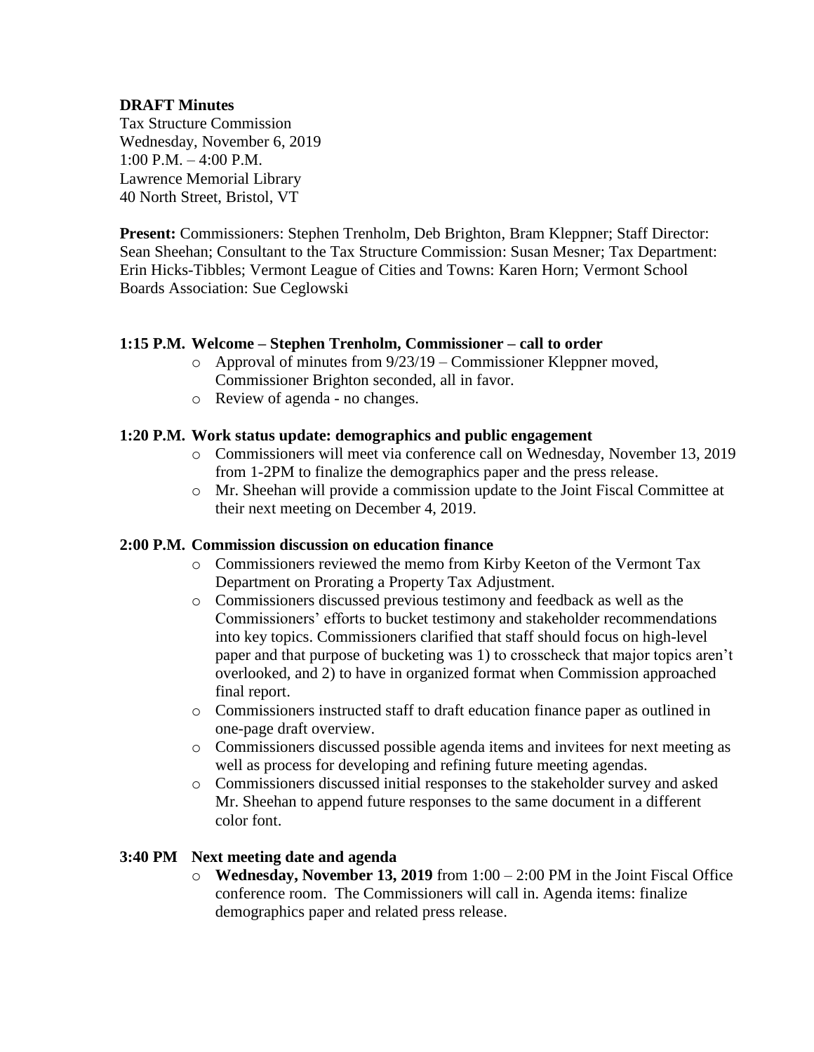**DRAFT Minutes**

Tax Structure Commission
Wednesday, November 6, 2019
1:00 P.M. – 4:00 P.M.
Lawrence Memorial Library
40 North Street, Bristol, VT

**Present:** Commissioners: Stephen Trenholm, Deb Brighton, Bram Kleppner; Staff Director: Sean Sheehan; Consultant to the Tax Structure Commission: Susan Mesner; Tax Department: Erin Hicks-Tibbles; Vermont League of Cities and Towns: Karen Horn; Vermont School Boards Association: Sue Ceglowski

**1:15 P.M. Welcome – Stephen Trenholm, Commissioner – call to order**

- Approval of minutes from 9/23/19 – Commissioner Kleppner moved, Commissioner Brighton seconded, all in favor.
- Review of agenda - no changes.

**1:20 P.M. Work status update: demographics and public engagement**

- Commissioners will meet via conference call on Wednesday, November 13, 2019 from 1-2PM to finalize the demographics paper and the press release.
- Mr. Sheehan will provide a commission update to the Joint Fiscal Committee at their next meeting on December 4, 2019.

**2:00 P.M. Commission discussion on education finance**

- Commissioners reviewed the memo from Kirby Keeton of the Vermont Tax Department on Prorating a Property Tax Adjustment.
- Commissioners discussed previous testimony and feedback as well as the Commissioners' efforts to bucket testimony and stakeholder recommendations into key topics. Commissioners clarified that staff should focus on high-level paper and that purpose of bucketing was 1) to crosscheck that major topics aren't overlooked, and 2) to have in organized format when Commission approached final report.
- Commissioners instructed staff to draft education finance paper as outlined in one-page draft overview.
- Commissioners discussed possible agenda items and invitees for next meeting as well as process for developing and refining future meeting agendas.
- Commissioners discussed initial responses to the stakeholder survey and asked Mr. Sheehan to append future responses to the same document in a different color font.

**3:40 PM Next meeting date and agenda**

- **Wednesday, November 13, 2019** from 1:00 – 2:00 PM in the Joint Fiscal Office conference room. The Commissioners will call in. Agenda items: finalize demographics paper and related press release.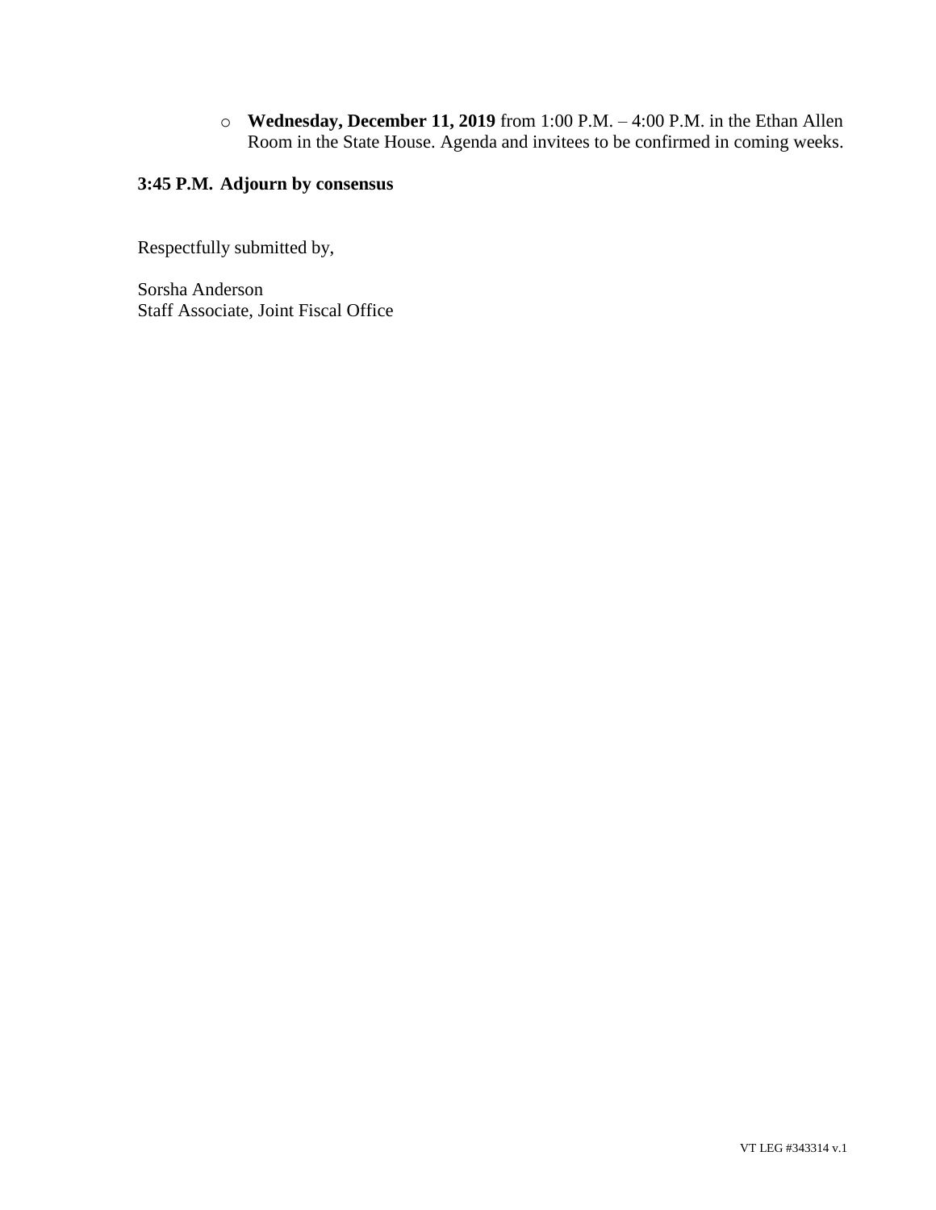- **Wednesday, December 11, 2019** from 1:00 P.M. – 4:00 P.M. in the Ethan Allen Room in the State House. Agenda and invitees to be confirmed in coming weeks.

**3:45 P.M. Adjourn by consensus**

Respectfully submitted by,

Sorsha Anderson
Staff Associate, Joint Fiscal Office

VT LEG #343314 v.1